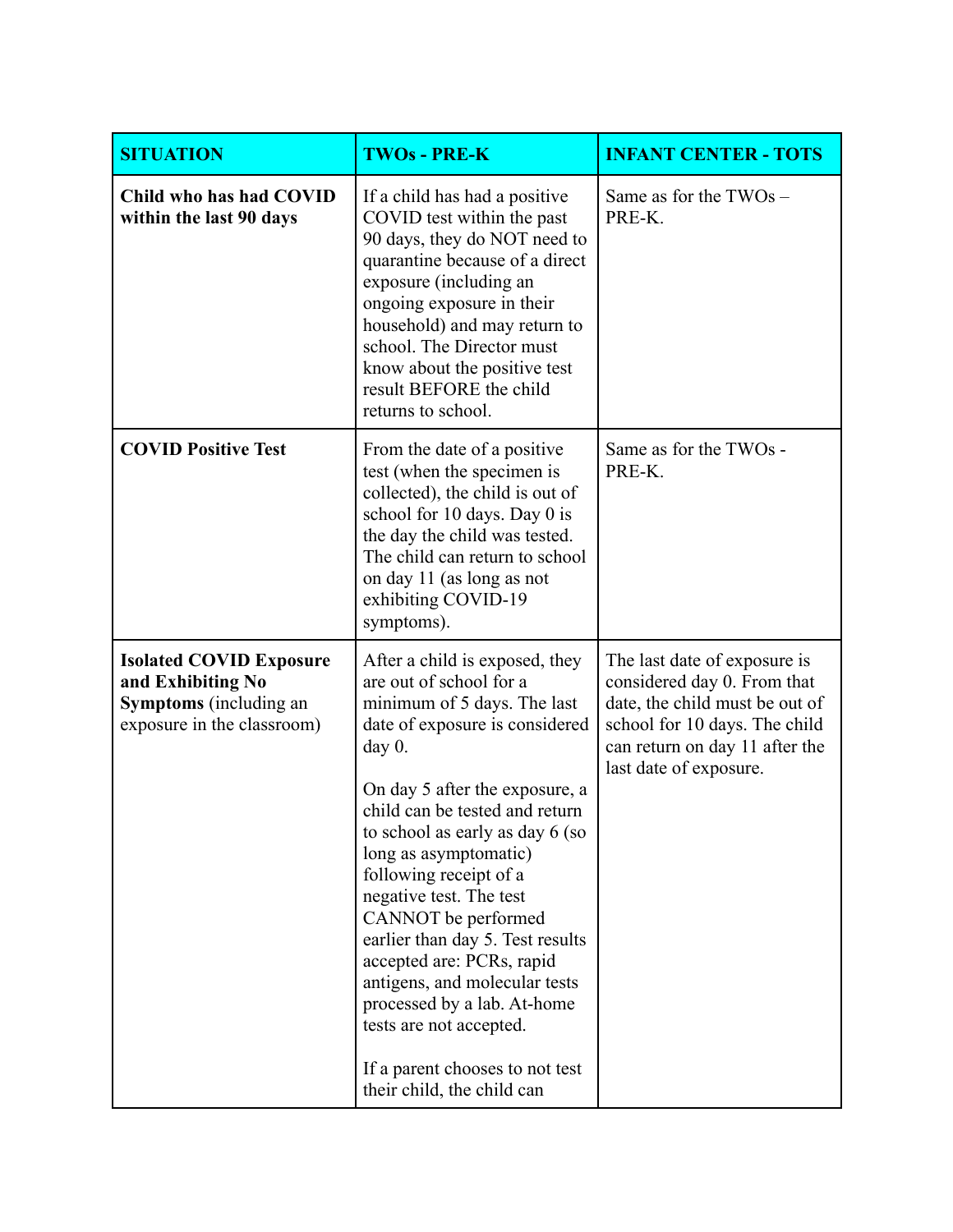| SITUATION | TWOs - PRE-K | INFANT CENTER - TOTS |
|---|---|---|
| **Child who has had COVID within the last 90 days** | If a child has had a positive COVID test within the past 90 days, they do NOT need to quarantine because of a direct exposure (including an ongoing exposure in their household) and may return to school. The Director must know about the positive test result BEFORE the child returns to school. | Same as for the TWOs – PRE-K. |
| **COVID Positive Test** | From the date of a positive test (when the specimen is collected), the child is out of school for 10 days. Day 0 is the day the child was tested. The child can return to school on day 11 (as long as not exhibiting COVID-19 symptoms). | Same as for the TWOs - PRE-K. |
| **Isolated COVID Exposure and Exhibiting No Symptoms** (including an exposure in the classroom) | After a child is exposed, they are out of school for a minimum of 5 days. The last date of exposure is considered day 0.<br><br>On day 5 after the exposure, a child can be tested and return to school as early as day 6 (so long as asymptomatic) following receipt of a negative test. The test CANNOT be performed earlier than day 5. Test results accepted are: PCRs, rapid antigens, and molecular tests processed by a lab. At-home tests are not accepted.<br><br>If a parent chooses to not test their child, the child can | The last date of exposure is considered day 0. From that date, the child must be out of school for 10 days. The child can return on day 11 after the last date of exposure. |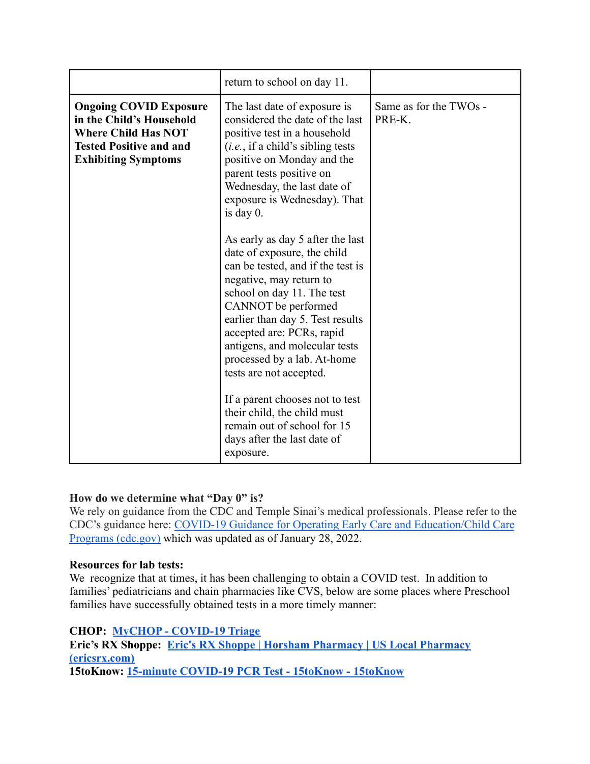| | | |
|---|---|---|
| | return to school on day 11. | |
| **Ongoing COVID Exposure in the Child's Household Where Child Has NOT Tested Positive and and Exhibiting Symptoms** | The last date of exposure is considered the date of the last positive test in a household (*i.e.*, if a child's sibling tests positive on Monday and the parent tests positive on Wednesday, the last date of exposure is Wednesday). That is day 0.<br><br>As early as day 5 after the last date of exposure, the child can be tested, and if the test is negative, may return to school on day 11. The test CANNOT be performed earlier than day 5. Test results accepted are: PCRs, rapid antigens, and molecular tests processed by a lab. At-home tests are not accepted.<br><br>If a parent chooses not to test their child, the child must remain out of school for 15 days after the last date of exposure. | Same as for the TWOs - PRE-K. |

**How do we determine what "Day 0" is?**
We rely on guidance from the CDC and Temple Sinai's medical professionals. Please refer to the CDC's guidance here: [COVID-19 Guidance for Operating Early Care and Education/Child Care Programs (cdc.gov)]() which was updated as of January 28, 2022.

**Resources for lab tests:**
We recognize that at times, it has been challenging to obtain a COVID test. In addition to families' pediatricians and chain pharmacies like CVS, below are some places where Preschool families have successfully obtained tests in a more timely manner:

**CHOP:** **[MyCHOP - COVID-19 Triage]()**
**Eric's RX Shoppe:** **[Eric's RX Shoppe | Horsham Pharmacy | US Local Pharmacy (ericsrx.com)]()**
**15toKnow:** **[15-minute COVID-19 PCR Test - 15toKnow - 15toKnow]()**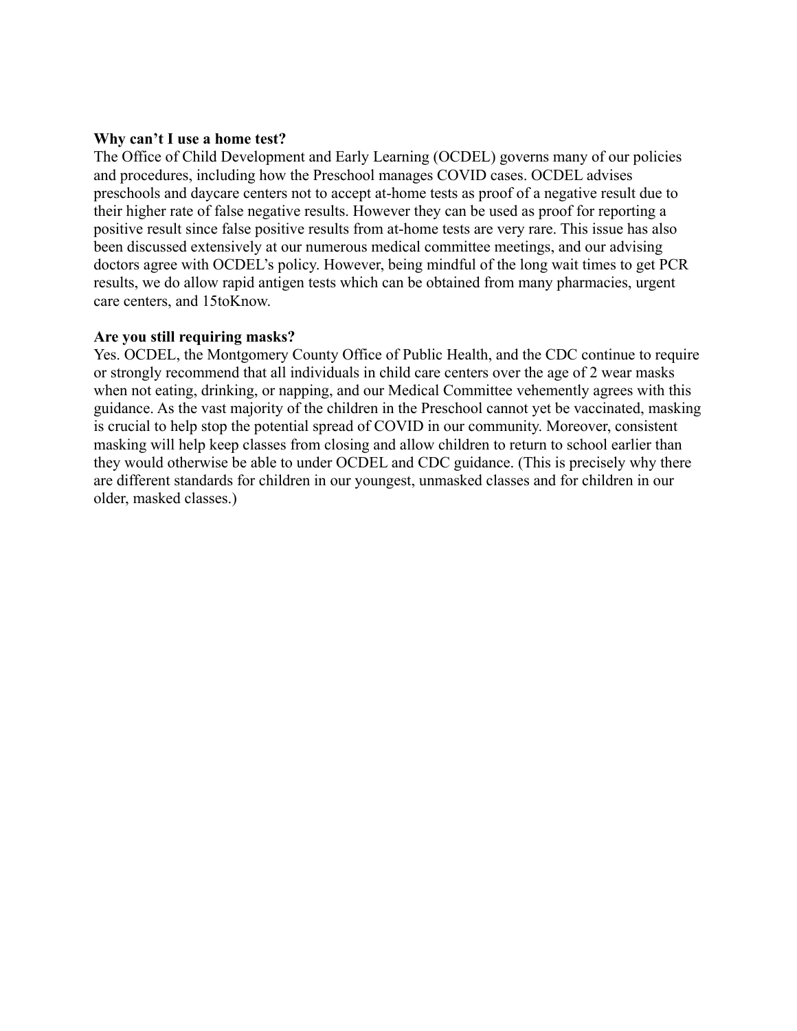**Why can't I use a home test?**

The Office of Child Development and Early Learning (OCDEL) governs many of our policies and procedures, including how the Preschool manages COVID cases. OCDEL advises preschools and daycare centers not to accept at-home tests as proof of a negative result due to their higher rate of false negative results. However they can be used as proof for reporting a positive result since false positive results from at-home tests are very rare. This issue has also been discussed extensively at our numerous medical committee meetings, and our advising doctors agree with OCDEL's policy. However, being mindful of the long wait times to get PCR results, we do allow rapid antigen tests which can be obtained from many pharmacies, urgent care centers, and 15toKnow.

**Are you still requiring masks?**

Yes. OCDEL, the Montgomery County Office of Public Health, and the CDC continue to require or strongly recommend that all individuals in child care centers over the age of 2 wear masks when not eating, drinking, or napping, and our Medical Committee vehemently agrees with this guidance. As the vast majority of the children in the Preschool cannot yet be vaccinated, masking is crucial to help stop the potential spread of COVID in our community. Moreover, consistent masking will help keep classes from closing and allow children to return to school earlier than they would otherwise be able to under OCDEL and CDC guidance. (This is precisely why there are different standards for children in our youngest, unmasked classes and for children in our older, masked classes.)